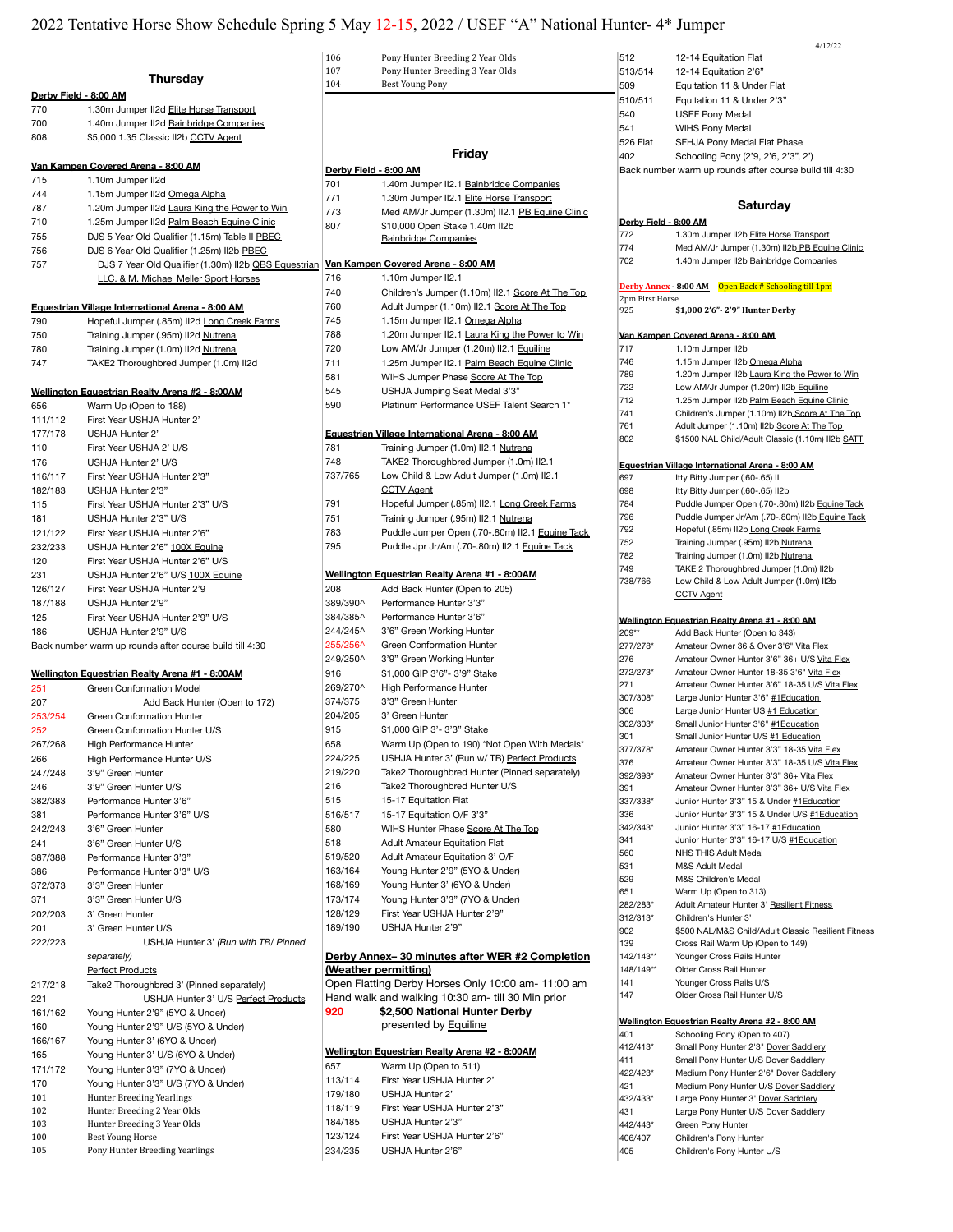# 2022 Tentative Horse Show Schedule Spring 5 May 12-15, 2022 / USEF "A" National Hunter- 4* Jumper

4/12/22

## Thursday

**Derby Field - 8:00 AM**

| | |
|---|---|
| 770 | 1.30m Jumper II2d Elite Horse Transport |
| 700 | 1.40m Jumper II2d Bainbridge Companies |
| 808 | $5,000 1.35 Classic II2b CCTV Agent |

**Van Kampen Covered Arena - 8:00 AM**

| | |
|---|---|
| 715 | 1.10m Jumper II2d |
| 744 | 1.15m Jumper II2d Omega Alpha |
| 787 | 1.20m Jumper II2d Laura King the Power to Win |
| 710 | 1.25m Jumper II2d Palm Beach Equine Clinic |
| 755 | DJS 5 Year Old Qualifier (1.15m) Table II PBEC |
| 756 | DJS 6 Year Old Qualifier (1.25m) II2b PBEC |
| 757 | DJS 7 Year Old Qualifier (1.30m) II2b QBS Equestrian LLC. & M. Michael Meller Sport Horses |

**Equestrian Village International Arena - 8:00 AM**

| | |
|---|---|
| 790 | Hopeful Jumper (.85m) II2d Long Creek Farms |
| 750 | Training Jumper (.95m) II2d Nutrena |
| 780 | Training Jumper (1.0m) II2d Nutrena |
| 747 | TAKE2 Thoroughbred Jumper (1.0m) II2d |

**Wellington Equestrian Realty Arena #2 - 8:00AM**

| | |
|---|---|
| 656 | Warm Up (Open to 188) |
| 111/112 | First Year USHJA Hunter 2' |
| 177/178 | USHJA Hunter 2' |
| 110 | First Year USHJA 2' U/S |
| 176 | USHJA Hunter 2' U/S |
| 116/117 | First Year USHJA Hunter 2'3" |
| 182/183 | USHJA Hunter 2'3" |
| 115 | First Year USHJA Hunter 2'3" U/S |
| 181 | USHJA Hunter 2'3" U/S |
| 121/122 | First Year USHJA Hunter 2'6" |
| 232/233 | USHJA Hunter 2'6" 100X Equine |
| 120 | First Year USHJA Hunter 2'6" U/S |
| 231 | USHJA Hunter 2'6" U/S 100X Equine |
| 126/127 | First Year USHJA Hunter 2'9 |
| 187/188 | USHJA Hunter 2'9" |
| 125 | First Year USHJA Hunter 2'9" U/S |
| 186 | USHJA Hunter 2'9" U/S |

Back number warm up rounds after course build till 4:30

**Wellington Equestrian Realty Arena #1 - 8:00AM**

| | |
|---|---|
| 251 | Green Conformation Model |
| 207 | Add Back Hunter (Open to 172) |
| 253/254 | Green Conformation Hunter |
| 252 | Green Conformation Hunter U/S |
| 267/268 | High Performance Hunter |
| 266 | High Performance Hunter U/S |
| 247/248 | 3'9" Green Hunter |
| 246 | 3'9" Green Hunter U/S |
| 382/383 | Performance Hunter 3'6" |
| 381 | Performance Hunter 3'6" U/S |
| 242/243 | 3'6" Green Hunter |
| 241 | 3'6" Green Hunter U/S |
| 387/388 | Performance Hunter 3'3" |
| 386 | Performance Hunter 3'3" U/S |
| 372/373 | 3'3" Green Hunter |
| 371 | 3'3" Green Hunter U/S |
| 202/203 | 3' Green Hunter |
| 201 | 3' Green Hunter U/S |
| 222/223 | USHJA Hunter 3' *(Run with TB/ Pinned separately)* Perfect Products |
| 217/218 | Take2 Thoroughbred 3' (Pinned separately) |
| 221 | USHJA Hunter 3' U/S Perfect Products |
| 161/162 | Young Hunter 2'9" (5YO & Under) |
| 160 | Young Hunter 2'9" U/S (5YO & Under) |
| 166/167 | Young Hunter 3' (6YO & Under) |
| 165 | Young Hunter 3' U/S (6YO & Under) |
| 171/172 | Young Hunter 3'3" (7YO & Under) |
| 170 | Young Hunter 3'3" U/S (7YO & Under) |
| 101 | Hunter Breeding Yearlings |
| 102 | Hunter Breeding 2 Year Olds |
| 103 | Hunter Breeding 3 Year Olds |
| 100 | Best Young Horse |
| 105 | Pony Hunter Breeding Yearlings |
| 106 | Pony Hunter Breeding 2 Year Olds |
| 107 | Pony Hunter Breeding 3 Year Olds |
| 104 | Best Young Pony |

## Friday

**Derby Field - 8:00 AM**

| | |
|---|---|
| 701 | 1.40m Jumper II2.1 Bainbridge Companies |
| 771 | 1.30m Jumper II2.1 Elite Horse Transport |
| 773 | Med AM/Jr Jumper (1.30m) II2.1 PB Equine Clinic |
| 807 | $10,000 Open Stake 1.40m II2b Bainbridge Companies |

**Van Kampen Covered Arena - 8:00 AM**

| | |
|---|---|
| 716 | 1.10m Jumper II2.1 |
| 740 | Children's Jumper (1.10m) II2.1 Score At The Top |
| 760 | Adult Jumper (1.10m) II2.1 Score At The Top |
| 745 | 1.15m Jumper II2.1 Omega Alpha |
| 788 | 1.20m Jumper II2.1 Laura King the Power to Win |
| 720 | Low AM/Jr Jumper (1.20m) II2.1 Equiline |
| 711 | 1.25m Jumper II2.1 Palm Beach Equine Clinic |
| 581 | WIHS Jumper Phase Score At The Top |
| 545 | USHJA Jumping Seat Medal 3'3" |
| 590 | Platinum Performance USEF Talent Search 1* |

**Equestrian Village International Arena - 8:00 AM**

| | |
|---|---|
| 781 | Training Jumper (1.0m) II2.1 Nutrena |
| 748 | TAKE2 Thoroughbred Jumper (1.0m) II2.1 |
| 737/765 | Low Child & Low Adult Jumper (1.0m) II2.1 CCTV Agent |
| 791 | Hopeful Jumper (.85m) II2.1 Long Creek Farms |
| 751 | Training Jumper (.95m) II2.1 Nutrena |
| 783 | Puddle Jumper Open (.70-.80m) II2.1 Equine Tack |
| 795 | Puddle Jpr Jr/Am (.70-.80m) II2.1 Equine Tack |

**Wellington Equestrian Realty Arena #1 - 8:00AM**

| | |
|---|---|
| 208 | Add Back Hunter (Open to 205) |
| 389/390^ | Performance Hunter 3'3" |
| 384/385^ | Performance Hunter 3'6" |
| 244/245^ | 3'6" Green Working Hunter |
| 255/256^ | Green Conformation Hunter |
| 249/250^ | 3'9" Green Working Hunter |
| 916 | $1,000 GIP 3'6"- 3'9" Stake |
| 269/270^ | High Performance Hunter |
| 374/375 | 3'3" Green Hunter |
| 204/205 | 3' Green Hunter |
| 915 | $1,000 GIP 3'- 3'3" Stake |
| 658 | Warm Up (Open to 190) *Not Open With Medals* |
| 224/225 | USHJA Hunter 3' (Run w/ TB) Perfect Products |
| 219/220 | Take2 Thoroughbred Hunter (Pinned separately) |
| 216 | Take2 Thoroughbred Hunter U/S |
| 515 | 15-17 Equitation Flat |
| 516/517 | 15-17 Equitation O/F 3'3" |
| 580 | WIHS Hunter Phase Score At The Top |
| 518 | Adult Amateur Equitation Flat |
| 519/520 | Adult Amateur Equitation 3' O/F |
| 163/164 | Young Hunter 2'9" (5YO & Under) |
| 168/169 | Young Hunter 3' (6YO & Under) |
| 173/174 | Young Hunter 3'3" (7YO & Under) |
| 128/129 | First Year USHJA Hunter 2'9" |
| 189/190 | USHJA Hunter 2'9" |

**Derby Annex– 30 minutes after WER #2 Completion (Weather permitting)**

Open Flatting Derby Horses Only 10:00 am- 11:00 am

Hand walk and walking 10:30 am- till 30 Min prior

| | |
|---|---|
| 920 | **$2,500 National Hunter Derby** presented by Equiline |

**Wellington Equestrian Realty Arena #2 - 8:00AM**

| | |
|---|---|
| 657 | Warm Up (Open to 511) |
| 113/114 | First Year USHJA Hunter 2' |
| 179/180 | USHJA Hunter 2' |
| 118/119 | First Year USHJA Hunter 2'3" |
| 184/185 | USHJA Hunter 2'3" |
| 123/124 | First Year USHJA Hunter 2'6" |
| 234/235 | USHJA Hunter 2'6" |
| 512 | 12-14 Equitation Flat |
| 513/514 | 12-14 Equitation 2'6" |
| 509 | Equitation 11 & Under Flat |
| 510/511 | Equitation 11 & Under 2'3" |
| 540 | USEF Pony Medal |
| 541 | WIHS Pony Medal |
| 526 Flat | SFHJA Pony Medal Flat Phase |
| 402 | Schooling Pony (2'9, 2'6, 2'3", 2') |

Back number warm up rounds after course build till 4:30

## Saturday

**Derby Field - 8:00 AM**

| | |
|---|---|
| 772 | 1.30m Jumper II2b Elite Horse Transport |
| 774 | Med AM/Jr Jumper (1.30m) II2b PB Equine Clinic |
| 702 | 1.40m Jumper II2b Bainbridge Companies |

**Derby Annex - 8:00 AM** Open Back # Schooling till 1pm

2pm First Horse

| | |
|---|---|
| 925 | **$1,000 2'6"- 2'9" Hunter Derby** |

**Van Kampen Covered Arena - 8:00 AM**

| | |
|---|---|
| 717 | 1.10m Jumper II2b |
| 746 | 1.15m Jumper II2b Omega Alpha |
| 789 | 1.20m Jumper II2b Laura King the Power to Win |
| 722 | Low AM/Jr Jumper (1.20m) II2b Equiline |
| 712 | 1.25m Jumper II2b Palm Beach Equine Clinic |
| 741 | Children's Jumper (1.10m) II2b Score At The Top |
| 761 | Adult Jumper (1.10m) II2b Score At The Top |
| 802 | $1500 NAL Child/Adult Classic (1.10m) II2b SATT |

**Equestrian Village International Arena - 8:00 AM**

| | |
|---|---|
| 697 | Itty Bitty Jumper (.60-.65) II |
| 698 | Itty Bitty Jumper (.60-.65) II2b |
| 784 | Puddle Jumper Open (.70-.80m) II2b Equine Tack |
| 796 | Puddle Jumper Jr/Am (.70-.80m) II2b Equine Tack |
| 792 | Hopeful (.85m) II2b Long Creek Farms |
| 752 | Training Jumper (.95m) II2b Nutrena |
| 782 | Training Jumper (1.0m) II2b Nutrena |
| 749 | TAKE 2 Thoroughbred Jumper (1.0m) II2b |
| 738/766 | Low Child & Low Adult Jumper (1.0m) II2b CCTV Agent |

**Wellington Equestrian Realty Arena #1 - 8:00 AM**

| | |
|---|---|
| 209** | Add Back Hunter (Open to 343) |
| 277/278* | Amateur Owner 36 & Over 3'6" Vita Flex |
| 276 | Amateur Owner Hunter 3'6" 36+ U/S Vita Flex |
| 272/273* | Amateur Owner Hunter 18-35 3'6" Vita Flex |
| 271 | Amateur Owner Hunter 3'6" 18-35 U/S Vita Flex |
| 307/308* | Large Junior Hunter 3'6" #1Education |
| 306 | Large Junior Hunter US #1 Education |
| 302/303* | Small Junior Hunter 3'6" #1Education |
| 301 | Small Junior Hunter U/S #1 Education |
| 377/378* | Amateur Owner Hunter 3'3" 18-35 Vita Flex |
| 376 | Amateur Owner Hunter 3'3" 18-35 U/S Vita Flex |
| 392/393* | Amateur Owner Hunter 3'3" 36+ Vita Flex |
| 391 | Amateur Owner Hunter 3'3" 36+ U/S Vita Flex |
| 337/338* | Junior Hunter 3'3" 15 & Under #1Education |
| 336 | Junior Hunter 3'3" 15 & Under U/S #1Education |
| 342/343* | Junior Hunter 3'3" 16-17 #1Education |
| 341 | Junior Hunter 3'3" 16-17 U/S #1Education |
| 560 | NHS THIS Adult Medal |
| 531 | M&S Adult Medal |
| 529 | M&S Children's Medal |
| 651 | Warm Up (Open to 313) |
| 282/283* | Adult Amateur Hunter 3' Resilient Fitness |
| 312/313* | Children's Hunter 3' |
| 902 | $500 NAL/M&S Child/Adult Classic Resilient Fitness |
| 139 | Cross Rail Warm Up (Open to 149) |
| 142/143** | Younger Cross Rails Hunter |
| 148/149** | Older Cross Rail Hunter |
| 141 | Younger Cross Rails U/S |
| 147 | Older Cross Rail Hunter U/S |

**Wellington Equestrian Realty Arena #2 - 8:00 AM**

| | |
|---|---|
| 401 | Schooling Pony (Open to 407) |
| 412/413* | Small Pony Hunter 2'3" Dover Saddlery |
| 411 | Small Pony Hunter U/S Dover Saddlery |
| 422/423* | Medium Pony Hunter 2'6" Dover Saddlery |
| 421 | Medium Pony Hunter U/S Dover Saddlery |
| 432/433* | Large Pony Hunter 3' Dover Saddlery |
| 431 | Large Pony Hunter U/S Dover Saddlery |
| 442/443* | Green Pony Hunter |
| 406/407 | Children's Pony Hunter |
| 405 | Children's Pony Hunter U/S |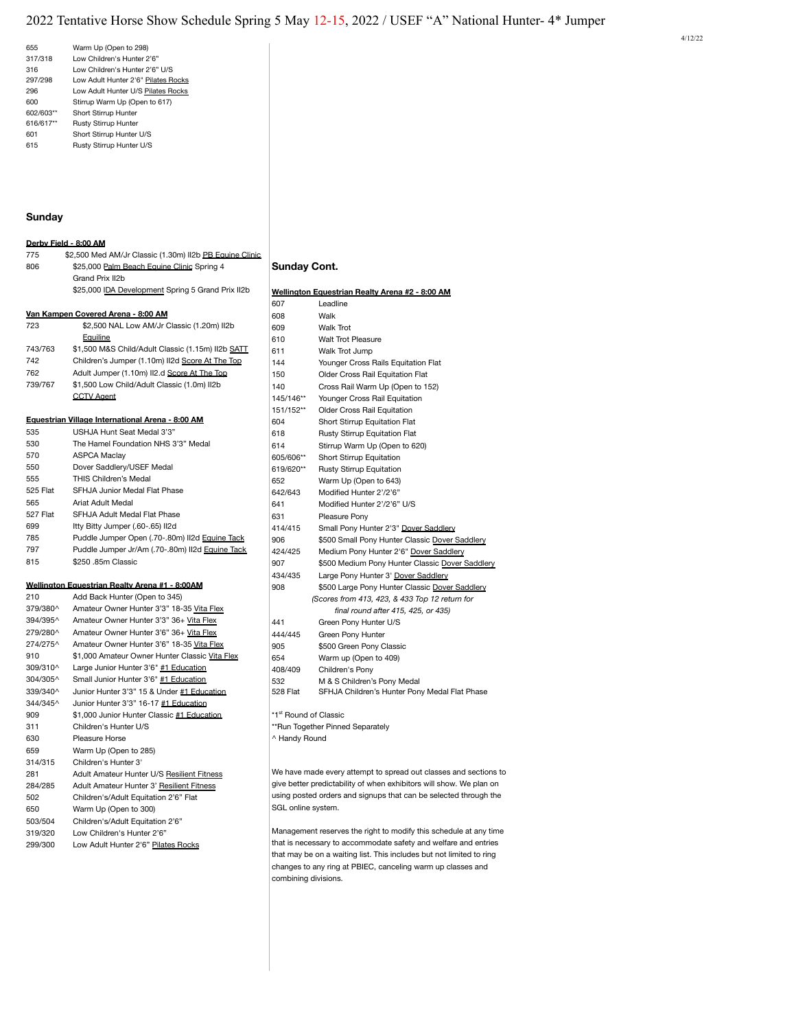# 2022 Tentative Horse Show Schedule Spring 5 May 12-15, 2022 / USEF "A" National Hunter- 4* Jumper

4/12/22

| | |
|---|---|
| 655 | Warm Up (Open to 298) |
| 317/318 | Low Children's Hunter 2'6" |
| 316 | Low Children's Hunter 2'6" U/S |
| 297/298 | Low Adult Hunter 2'6" Pilates Rocks |
| 296 | Low Adult Hunter U/S Pilates Rocks |
| 600 | Stirrup Warm Up (Open to 617) |
| 602/603** | Short Stirrup Hunter |
| 616/617** | Rusty Stirrup Hunter |
| 601 | Short Stirrup Hunter U/S |
| 615 | Rusty Stirrup Hunter U/S |

## Sunday

**Derby Field - 8:00 AM**

| | |
|---|---|
| 775 | $2,500 Med AM/Jr Classic (1.30m) II2b PB Equine Clinic |
| 806 | $25,000 Palm Beach Equine Clinic Spring 4 Grand Prix II2b |
| | $25,000 IDA Development Spring 5 Grand Prix II2b |

**Van Kampen Covered Arena - 8:00 AM**

| | |
|---|---|
| 723 | $2,500 NAL Low AM/Jr Classic (1.20m) II2b Equiline |
| 743/763 | $1,500 M&S Child/Adult Classic (1.15m) II2b SATT |
| 742 | Children's Jumper (1.10m) II2d Score At The Top |
| 762 | Adult Jumper (1.10m) II2.d Score At The Top |
| 739/767 | $1,500 Low Child/Adult Classic (1.0m) II2b CCTV Agent |

**Equestrian Village International Arena - 8:00 AM**

| | |
|---|---|
| 535 | USHJA Hunt Seat Medal 3'3" |
| 530 | The Hunter Foundation NHS 3'3" Medal |
| 570 | ASPCA Maclay |
| 550 | Dover Saddlery/USEF Medal |
| 555 | THIS Children's Medal |
| 525 Flat | SFHJA Junior Medal Flat Phase |
| 565 | Ariat Adult Medal |
| 527 Flat | SFHJA Adult Medal Flat Phase |
| 699 | Itty Bitty Jumper (.60-.65) II2d |
| 785 | Puddle Jumper Open (.70-.80m) II2d Equine Tack |
| 797 | Puddle Jumper Jr/Am (.70-.80m) II2d Equine Tack |
| 815 | $250 .85m Classic |

**Wellington Equestrian Realty Arena #1 - 8:00AM**

| | |
|---|---|
| 210 | Add Back Hunter (Open to 345) |
| 379/380^ | Amateur Owner Hunter 3'3" 18-35 Vita Flex |
| 394/395^ | Amateur Owner Hunter 3'3" 36+ Vita Flex |
| 279/280^ | Amateur Owner Hunter 3'6" 36+ Vita Flex |
| 274/275^ | Amateur Owner Hunter 3'6" 18-35 Vita Flex |
| 910 | $1,000 Amateur Owner Hunter Classic Vita Flex |
| 309/310^ | Large Junior Hunter 3'6" #1 Education |
| 304/305^ | Small Junior Hunter 3'6" #1 Education |
| 339/340^ | Junior Hunter 3'3" 15 & Under #1 Education |
| 344/345^ | Junior Hunter 3'3" 16-17 #1 Education |
| 909 | $1,000 Junior Hunter Classic #1 Education |
| 311 | Children's Hunter U/S |
| 630 | Pleasure Horse |
| 659 | Warm Up (Open to 285) |
| 314/315 | Children's Hunter 3' |
| 281 | Adult Amateur Hunter U/S Resilient Fitness |
| 284/285 | Adult Amateur Hunter 3' Resilient Fitness |
| 502 | Children's/Adult Equitation 2'6" Flat |
| 650 | Warm Up (Open to 300) |
| 503/504 | Children's/Adult Equitation 2'6" |
| 319/320 | Low Children's Hunter 2'6" |
| 299/300 | Low Adult Hunter 2'6" Pilates Rocks |

## Sunday Cont.

**Wellington Equestrian Realty Arena #2 - 8:00 AM**

| | |
|---|---|
| 607 | Leadline |
| 608 | Walk |
| 609 | Walk Trot |
| 610 | Walt Trot Pleasure |
| 611 | Walk Trot Jump |
| 144 | Younger Cross Rails Equitation Flat |
| 150 | Older Cross Rail Equitation Flat |
| 140 | Cross Rail Warm Up (Open to 152) |
| 145/146** | Younger Cross Rail Equitation |
| 151/152** | Older Cross Rail Equitation |
| 604 | Short Stirrup Equitation Flat |
| 618 | Rusty Stirrup Equitation Flat |
| 614 | Stirrup Warm Up (Open to 620) |
| 605/606** | Short Stirrup Equitation |
| 619/620** | Rusty Stirrup Equitation |
| 652 | Warm Up (Open to 643) |
| 642/643 | Modified Hunter 2'/2'6" |
| 641 | Modified Hunter 2'/2'6" U/S |
| 631 | Pleasure Pony |
| 414/415 | Small Pony Hunter 2'3" Dover Saddlery |
| 906 | $500 Small Pony Hunter Classic Dover Saddlery |
| 424/425 | Medium Pony Hunter 2'6" Dover Saddlery |
| 907 | $500 Medium Pony Hunter Classic Dover Saddlery |
| 434/435 | Large Pony Hunter 3' Dover Saddlery |
| 908 | $500 Large Pony Hunter Classic Dover Saddlery |
| | *(Scores from 413, 423, & 433 Top 12 return for final round after 415, 425, or 435)* |
| 441 | Green Pony Hunter U/S |
| 444/445 | Green Pony Hunter |
| 905 | $500 Green Pony Classic |
| 654 | Warm up (Open to 409) |
| 408/409 | Children's Pony |
| 532 | M & S Children's Pony Medal |
| 528 Flat | SFHJA Children's Hunter Pony Medal Flat Phase |

*1st Round of Classic
**Run Together Pinned Separately
^ Handy Round

We have made every attempt to spread out classes and sections to give better predictability of when exhibitors will show. We plan on using posted orders and signups that can be selected through the SGL online system.

Management reserves the right to modify this schedule at any time that is necessary to accommodate safety and welfare and entries that may be on a waiting list. This includes but not limited to ring changes to any ring at PBIEC, canceling warm up classes and combining divisions.